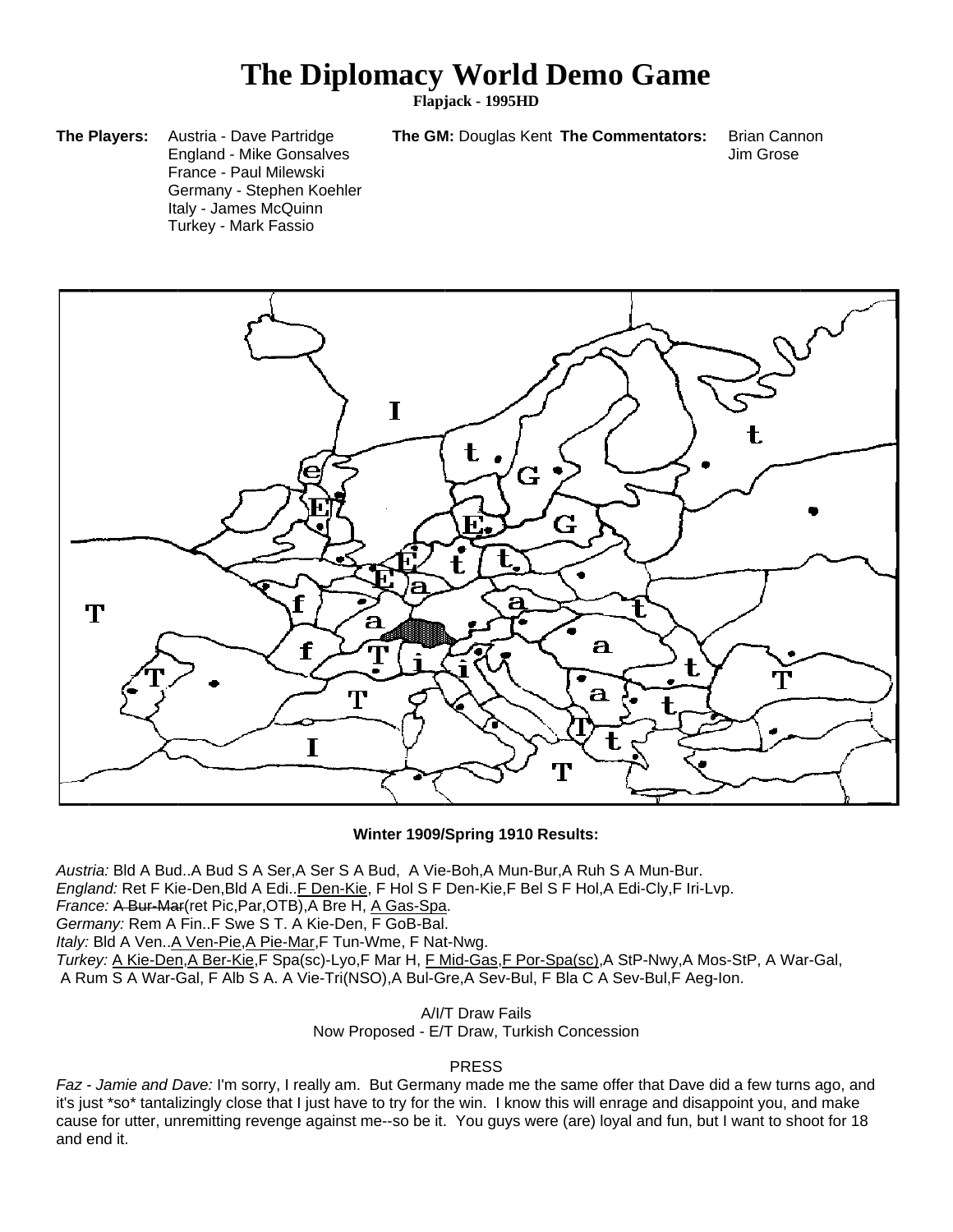# The Diplomacy World Demo Game

**Flapjack - 1995HD**

**The Players:**
- Austria - Dave Partridge
- England - Mike Gonsalves
- France - Paul Milewski
- Germany - Stephen Koehler
- Italy - James McQuinn
- Turkey - Mark Fassio

**The GM:** Douglas Kent

**The Commentators:** Brian Cannon, Jim Grose

**Winter 1909/Spring 1910 Results:**

*Austria:* Bld A Bud..A Bud S A Ser,A Ser S A Bud, A Vie-Boh,A Mun-Bur,A Ruh S A Mun-Bur.
*England:* Ret F Kie-Den,Bld A Edi..F Den-Kie, F Hol S F Den-Kie,F Bel S F Hol,A Edi-Cly,F Iri-Lvp.
*France:* ~~A Bur-Mar~~(ret Pic,Par,OTB),A Bre H, A Gas-Spa.
*Germany:* Rem A Fin..F Swe S T. A Kie-Den, F GoB-Bal.
*Italy:* Bld A Ven..A Ven-Pie,A Pie-Mar,F Tun-Wme, F Nat-Nwg.
*Turkey:* A Kie-Den,A Ber-Kie,F Spa(sc)-Lyo,F Mar H, F Mid-Gas,F Por-Spa(sc),A StP-Nwy,A Mos-StP, A War-Gal, A Rum S A War-Gal, F Alb S A. A Vie-Tri(NSO),A Bul-Gre,A Sev-Bul, F Bla C A Sev-Bul,F Aeg-Ion.

A/I/T Draw Fails
Now Proposed - E/T Draw, Turkish Concession

PRESS

*Faz - Jamie and Dave:* I'm sorry, I really am. But Germany made me the same offer that Dave did a few turns ago, and it's just *so* tantalizingly close that I just have to try for the win. I know this will enrage and disappoint you, and make cause for utter, unremitting revenge against me--so be it. You guys were (are) loyal and fun, but I want to shoot for 18 and end it.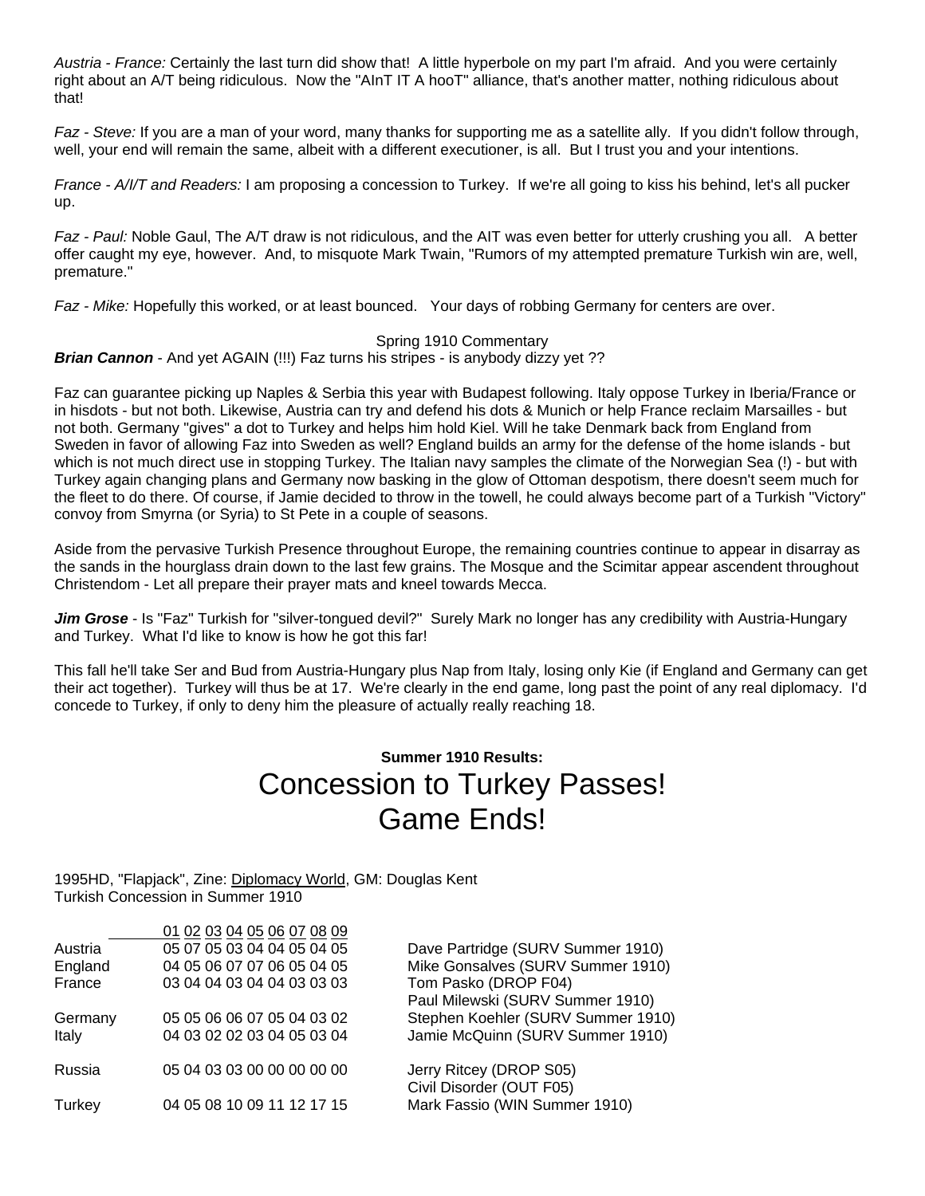*Austria - France:* Certainly the last turn did show that! A little hyperbole on my part I'm afraid. And you were certainly right about an A/T being ridiculous. Now the "AInT IT A hooT" alliance, that's another matter, nothing ridiculous about that!

*Faz - Steve:* If you are a man of your word, many thanks for supporting me as a satellite ally. If you didn't follow through, well, your end will remain the same, albeit with a different executioner, is all. But I trust you and your intentions.

*France - A/I/T and Readers:* I am proposing a concession to Turkey. If we're all going to kiss his behind, let's all pucker up.

*Faz - Paul:* Noble Gaul, The A/T draw is not ridiculous, and the AIT was even better for utterly crushing you all. A better offer caught my eye, however. And, to misquote Mark Twain, "Rumors of my attempted premature Turkish win are, well, premature."

*Faz - Mike:* Hopefully this worked, or at least bounced. Your days of robbing Germany for centers are over.

Spring 1910 Commentary

***Brian Cannon*** - And yet AGAIN (!!!) Faz turns his stripes - is anybody dizzy yet ??

Faz can guarantee picking up Naples & Serbia this year with Budapest following. Italy oppose Turkey in Iberia/France or in hisdots - but not both. Likewise, Austria can try and defend his dots & Munich or help France reclaim Marsailles - but not both. Germany "gives" a dot to Turkey and helps him hold Kiel. Will he take Denmark back from England from Sweden in favor of allowing Faz into Sweden as well? England builds an army for the defense of the home islands - but which is not much direct use in stopping Turkey. The Italian navy samples the climate of the Norwegian Sea (!) - but with Turkey again changing plans and Germany now basking in the glow of Ottoman despotism, there doesn't seem much for the fleet to do there. Of course, if Jamie decided to throw in the towell, he could always become part of a Turkish "Victory" convoy from Smyrna (or Syria) to St Pete in a couple of seasons.

Aside from the pervasive Turkish Presence throughout Europe, the remaining countries continue to appear in disarray as the sands in the hourglass drain down to the last few grains. The Mosque and the Scimitar appear ascendent throughout Christendom - Let all prepare their prayer mats and kneel towards Mecca.

***Jim Grose*** - Is "Faz" Turkish for "silver-tongued devil?" Surely Mark no longer has any credibility with Austria-Hungary and Turkey. What I'd like to know is how he got this far!

This fall he'll take Ser and Bud from Austria-Hungary plus Nap from Italy, losing only Kie (if England and Germany can get their act together). Turkey will thus be at 17. We're clearly in the end game, long past the point of any real diplomacy. I'd concede to Turkey, if only to deny him the pleasure of actually really reaching 18.

**Summer 1910 Results:**

# Concession to Turkey Passes! Game Ends!

1995HD, "Flapjack", Zine: Diplomacy World, GM: Douglas Kent
Turkish Concession in Summer 1910

| | 01 | 02 | 03 | 04 | 05 | 06 | 07 | 08 | 09 | |
|---|---|---|---|---|---|---|---|---|---|---|
| Austria | 05 | 07 | 05 | 03 | 04 | 04 | 05 | 04 | 05 | Dave Partridge (SURV Summer 1910) |
| England | 04 | 05 | 06 | 07 | 07 | 06 | 05 | 04 | 05 | Mike Gonsalves (SURV Summer 1910) |
| France | 03 | 04 | 04 | 03 | 04 | 04 | 03 | 03 | 03 | Tom Pasko (DROP F04)<br>Paul Milewski (SURV Summer 1910) |
| Germany | 05 | 05 | 06 | 06 | 07 | 05 | 04 | 03 | 02 | Stephen Koehler (SURV Summer 1910) |
| Italy | 04 | 03 | 02 | 02 | 03 | 04 | 05 | 03 | 04 | Jamie McQuinn (SURV Summer 1910) |
| Russia | 05 | 04 | 03 | 03 | 00 | 00 | 00 | 00 | 00 | Jerry Ritcey (DROP S05)<br>Civil Disorder (OUT F05) |
| Turkey | 04 | 05 | 08 | 10 | 09 | 11 | 12 | 17 | 15 | Mark Fassio (WIN Summer 1910) |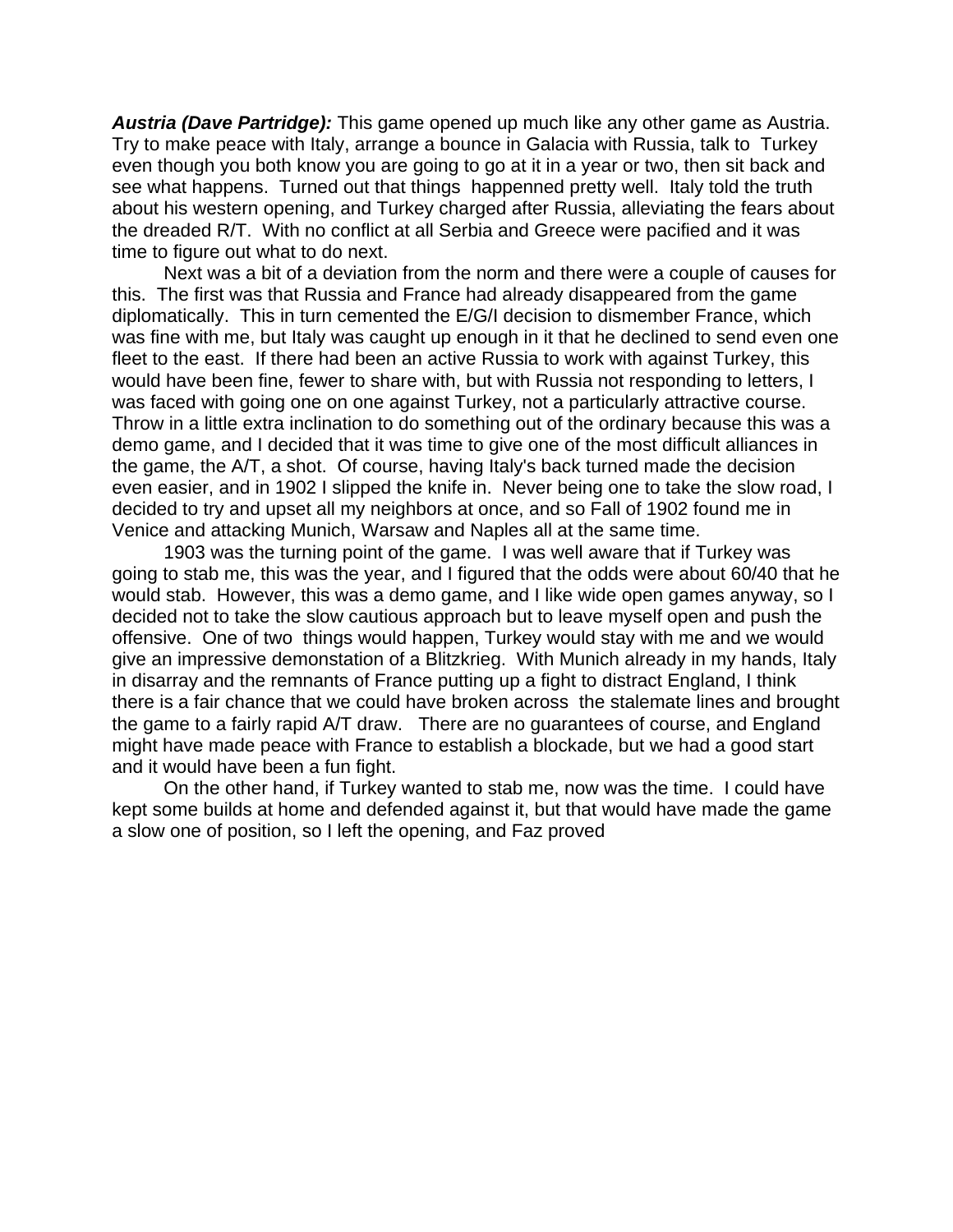***Austria (Dave Partridge):*** This game opened up much like any other game as Austria. Try to make peace with Italy, arrange a bounce in Galacia with Russia, talk to Turkey even though you both know you are going to go at it in a year or two, then sit back and see what happens. Turned out that things happenned pretty well. Italy told the truth about his western opening, and Turkey charged after Russia, alleviating the fears about the dreaded R/T. With no conflict at all Serbia and Greece were pacified and it was time to figure out what to do next.

Next was a bit of a deviation from the norm and there were a couple of causes for this. The first was that Russia and France had already disappeared from the game diplomatically. This in turn cemented the E/G/I decision to dismember France, which was fine with me, but Italy was caught up enough in it that he declined to send even one fleet to the east. If there had been an active Russia to work with against Turkey, this would have been fine, fewer to share with, but with Russia not responding to letters, I was faced with going one on one against Turkey, not a particularly attractive course. Throw in a little extra inclination to do something out of the ordinary because this was a demo game, and I decided that it was time to give one of the most difficult alliances in the game, the A/T, a shot. Of course, having Italy's back turned made the decision even easier, and in 1902 I slipped the knife in. Never being one to take the slow road, I decided to try and upset all my neighbors at once, and so Fall of 1902 found me in Venice and attacking Munich, Warsaw and Naples all at the same time.

1903 was the turning point of the game. I was well aware that if Turkey was going to stab me, this was the year, and I figured that the odds were about 60/40 that he would stab. However, this was a demo game, and I like wide open games anyway, so I decided not to take the slow cautious approach but to leave myself open and push the offensive. One of two things would happen, Turkey would stay with me and we would give an impressive demonstation of a Blitzkrieg. With Munich already in my hands, Italy in disarray and the remnants of France putting up a fight to distract England, I think there is a fair chance that we could have broken across the stalemate lines and brought the game to a fairly rapid A/T draw. There are no guarantees of course, and England might have made peace with France to establish a blockade, but we had a good start and it would have been a fun fight.

On the other hand, if Turkey wanted to stab me, now was the time. I could have kept some builds at home and defended against it, but that would have made the game a slow one of position, so I left the opening, and Faz proved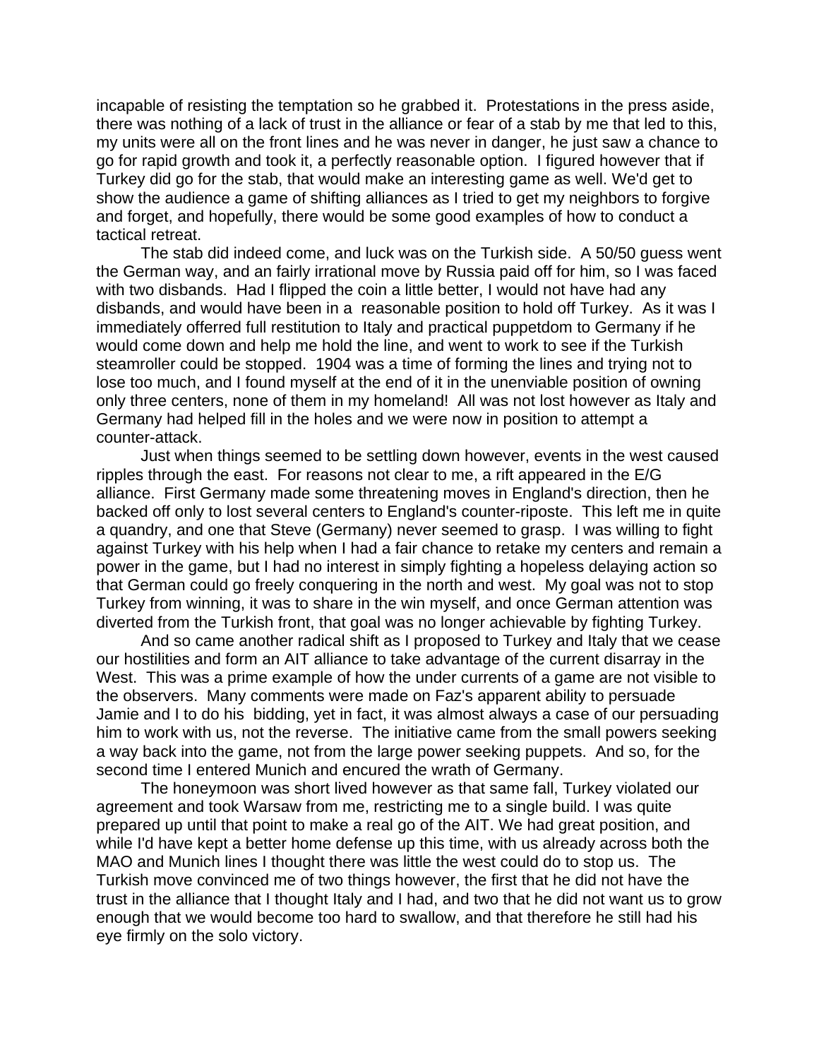incapable of resisting the temptation so he grabbed it. Protestations in the press aside, there was nothing of a lack of trust in the alliance or fear of a stab by me that led to this, my units were all on the front lines and he was never in danger, he just saw a chance to go for rapid growth and took it, a perfectly reasonable option. I figured however that if Turkey did go for the stab, that would make an interesting game as well. We'd get to show the audience a game of shifting alliances as I tried to get my neighbors to forgive and forget, and hopefully, there would be some good examples of how to conduct a tactical retreat.

The stab did indeed come, and luck was on the Turkish side. A 50/50 guess went the German way, and an fairly irrational move by Russia paid off for him, so I was faced with two disbands. Had I flipped the coin a little better, I would not have had any disbands, and would have been in a reasonable position to hold off Turkey. As it was I immediately offerred full restitution to Italy and practical puppetdom to Germany if he would come down and help me hold the line, and went to work to see if the Turkish steamroller could be stopped. 1904 was a time of forming the lines and trying not to lose too much, and I found myself at the end of it in the unenviable position of owning only three centers, none of them in my homeland! All was not lost however as Italy and Germany had helped fill in the holes and we were now in position to attempt a counter-attack.

Just when things seemed to be settling down however, events in the west caused ripples through the east. For reasons not clear to me, a rift appeared in the E/G alliance. First Germany made some threatening moves in England's direction, then he backed off only to lost several centers to England's counter-riposte. This left me in quite a quandry, and one that Steve (Germany) never seemed to grasp. I was willing to fight against Turkey with his help when I had a fair chance to retake my centers and remain a power in the game, but I had no interest in simply fighting a hopeless delaying action so that German could go freely conquering in the north and west. My goal was not to stop Turkey from winning, it was to share in the win myself, and once German attention was diverted from the Turkish front, that goal was no longer achievable by fighting Turkey.

And so came another radical shift as I proposed to Turkey and Italy that we cease our hostilities and form an AIT alliance to take advantage of the current disarray in the West. This was a prime example of how the under currents of a game are not visible to the observers. Many comments were made on Faz's apparent ability to persuade Jamie and I to do his bidding, yet in fact, it was almost always a case of our persuading him to work with us, not the reverse. The initiative came from the small powers seeking a way back into the game, not from the large power seeking puppets. And so, for the second time I entered Munich and encured the wrath of Germany.

The honeymoon was short lived however as that same fall, Turkey violated our agreement and took Warsaw from me, restricting me to a single build. I was quite prepared up until that point to make a real go of the AIT. We had great position, and while I'd have kept a better home defense up this time, with us already across both the MAO and Munich lines I thought there was little the west could do to stop us. The Turkish move convinced me of two things however, the first that he did not have the trust in the alliance that I thought Italy and I had, and two that he did not want us to grow enough that we would become too hard to swallow, and that therefore he still had his eye firmly on the solo victory.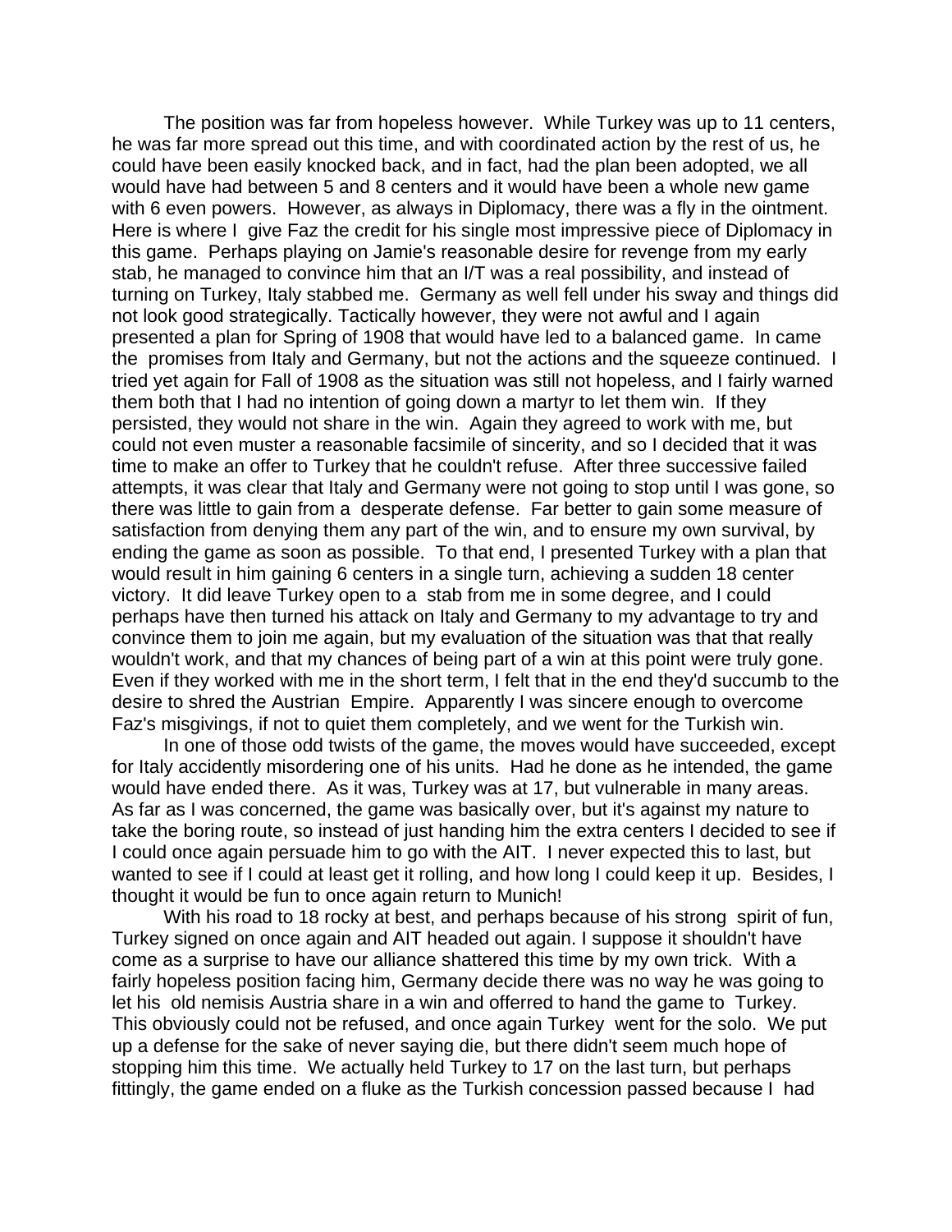The position was far from hopeless however. While Turkey was up to 11 centers, he was far more spread out this time, and with coordinated action by the rest of us, he could have been easily knocked back, and in fact, had the plan been adopted, we all would have had between 5 and 8 centers and it would have been a whole new game with 6 even powers. However, as always in Diplomacy, there was a fly in the ointment. Here is where I give Faz the credit for his single most impressive piece of Diplomacy in this game. Perhaps playing on Jamie's reasonable desire for revenge from my early stab, he managed to convince him that an I/T was a real possibility, and instead of turning on Turkey, Italy stabbed me. Germany as well fell under his sway and things did not look good strategically. Tactically however, they were not awful and I again presented a plan for Spring of 1908 that would have led to a balanced game. In came the promises from Italy and Germany, but not the actions and the squeeze continued. I tried yet again for Fall of 1908 as the situation was still not hopeless, and I fairly warned them both that I had no intention of going down a martyr to let them win. If they persisted, they would not share in the win. Again they agreed to work with me, but could not even muster a reasonable facsimile of sincerity, and so I decided that it was time to make an offer to Turkey that he couldn't refuse. After three successive failed attempts, it was clear that Italy and Germany were not going to stop until I was gone, so there was little to gain from a desperate defense. Far better to gain some measure of satisfaction from denying them any part of the win, and to ensure my own survival, by ending the game as soon as possible. To that end, I presented Turkey with a plan that would result in him gaining 6 centers in a single turn, achieving a sudden 18 center victory. It did leave Turkey open to a stab from me in some degree, and I could perhaps have then turned his attack on Italy and Germany to my advantage to try and convince them to join me again, but my evaluation of the situation was that that really wouldn't work, and that my chances of being part of a win at this point were truly gone. Even if they worked with me in the short term, I felt that in the end they'd succumb to the desire to shred the Austrian Empire. Apparently I was sincere enough to overcome Faz's misgivings, if not to quiet them completely, and we went for the Turkish win.

In one of those odd twists of the game, the moves would have succeeded, except for Italy accidently misordering one of his units. Had he done as he intended, the game would have ended there. As it was, Turkey was at 17, but vulnerable in many areas. As far as I was concerned, the game was basically over, but it's against my nature to take the boring route, so instead of just handing him the extra centers I decided to see if I could once again persuade him to go with the AIT. I never expected this to last, but wanted to see if I could at least get it rolling, and how long I could keep it up. Besides, I thought it would be fun to once again return to Munich!

With his road to 18 rocky at best, and perhaps because of his strong spirit of fun, Turkey signed on once again and AIT headed out again. I suppose it shouldn't have come as a surprise to have our alliance shattered this time by my own trick. With a fairly hopeless position facing him, Germany decide there was no way he was going to let his old nemisis Austria share in a win and offerred to hand the game to Turkey. This obviously could not be refused, and once again Turkey went for the solo. We put up a defense for the sake of never saying die, but there didn't seem much hope of stopping him this time. We actually held Turkey to 17 on the last turn, but perhaps fittingly, the game ended on a fluke as the Turkish concession passed because I had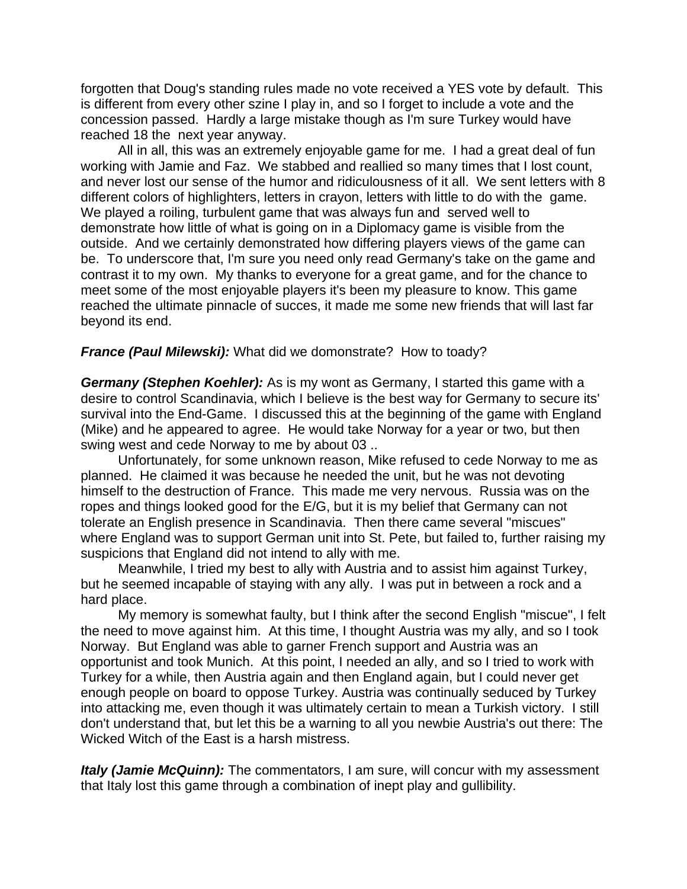forgotten that Doug's standing rules made no vote received a YES vote by default. This is different from every other szine I play in, and so I forget to include a vote and the concession passed. Hardly a large mistake though as I'm sure Turkey would have reached 18 the next year anyway.

All in all, this was an extremely enjoyable game for me. I had a great deal of fun working with Jamie and Faz. We stabbed and reallied so many times that I lost count, and never lost our sense of the humor and ridiculousness of it all. We sent letters with 8 different colors of highlighters, letters in crayon, letters with little to do with the game. We played a roiling, turbulent game that was always fun and served well to demonstrate how little of what is going on in a Diplomacy game is visible from the outside. And we certainly demonstrated how differing players views of the game can be. To underscore that, I'm sure you need only read Germany's take on the game and contrast it to my own. My thanks to everyone for a great game, and for the chance to meet some of the most enjoyable players it's been my pleasure to know. This game reached the ultimate pinnacle of succes, it made me some new friends that will last far beyond its end.

***France (Paul Milewski):*** What did we domonstrate? How to toady?

***Germany (Stephen Koehler):*** As is my wont as Germany, I started this game with a desire to control Scandinavia, which I believe is the best way for Germany to secure its' survival into the End-Game. I discussed this at the beginning of the game with England (Mike) and he appeared to agree. He would take Norway for a year or two, but then swing west and cede Norway to me by about 03 ..

Unfortunately, for some unknown reason, Mike refused to cede Norway to me as planned. He claimed it was because he needed the unit, but he was not devoting himself to the destruction of France. This made me very nervous. Russia was on the ropes and things looked good for the E/G, but it is my belief that Germany can not tolerate an English presence in Scandinavia. Then there came several "miscues" where England was to support German unit into St. Pete, but failed to, further raising my suspicions that England did not intend to ally with me.

Meanwhile, I tried my best to ally with Austria and to assist him against Turkey, but he seemed incapable of staying with any ally. I was put in between a rock and a hard place.

My memory is somewhat faulty, but I think after the second English "miscue", I felt the need to move against him. At this time, I thought Austria was my ally, and so I took Norway. But England was able to garner French support and Austria was an opportunist and took Munich. At this point, I needed an ally, and so I tried to work with Turkey for a while, then Austria again and then England again, but I could never get enough people on board to oppose Turkey. Austria was continually seduced by Turkey into attacking me, even though it was ultimately certain to mean a Turkish victory. I still don't understand that, but let this be a warning to all you newbie Austria's out there: The Wicked Witch of the East is a harsh mistress.

***Italy (Jamie McQuinn):*** The commentators, I am sure, will concur with my assessment that Italy lost this game through a combination of inept play and gullibility.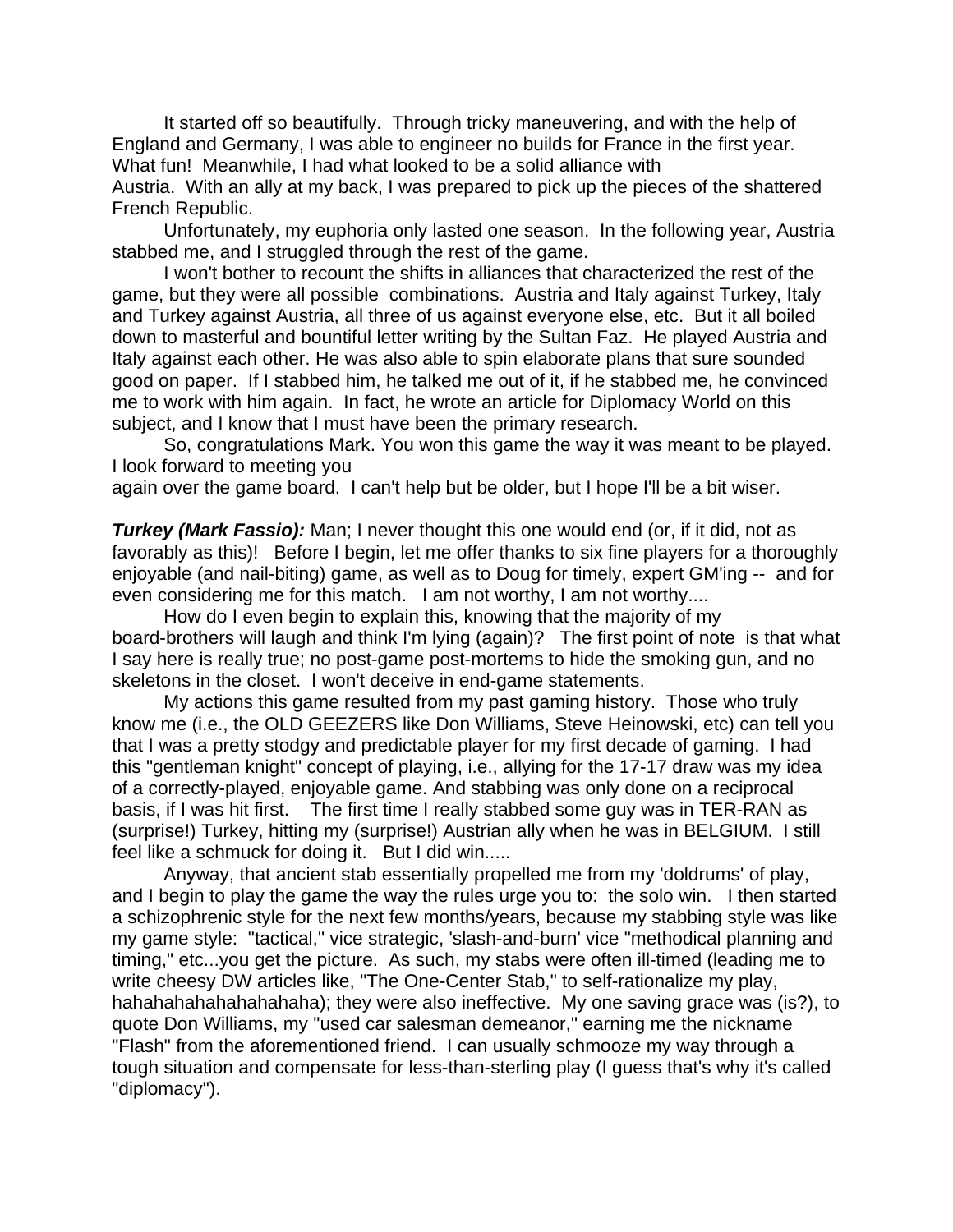It started off so beautifully. Through tricky maneuvering, and with the help of England and Germany, I was able to engineer no builds for France in the first year. What fun! Meanwhile, I had what looked to be a solid alliance with Austria. With an ally at my back, I was prepared to pick up the pieces of the shattered French Republic.

Unfortunately, my euphoria only lasted one season. In the following year, Austria stabbed me, and I struggled through the rest of the game.

I won't bother to recount the shifts in alliances that characterized the rest of the game, but they were all possible combinations. Austria and Italy against Turkey, Italy and Turkey against Austria, all three of us against everyone else, etc. But it all boiled down to masterful and bountiful letter writing by the Sultan Faz. He played Austria and Italy against each other. He was also able to spin elaborate plans that sure sounded good on paper. If I stabbed him, he talked me out of it, if he stabbed me, he convinced me to work with him again. In fact, he wrote an article for Diplomacy World on this subject, and I know that I must have been the primary research.

So, congratulations Mark. You won this game the way it was meant to be played. I look forward to meeting you again over the game board. I can't help but be older, but I hope I'll be a bit wiser.

***Turkey (Mark Fassio):*** Man; I never thought this one would end (or, if it did, not as favorably as this)! Before I begin, let me offer thanks to six fine players for a thoroughly enjoyable (and nail-biting) game, as well as to Doug for timely, expert GM'ing -- and for even considering me for this match. I am not worthy, I am not worthy....

How do I even begin to explain this, knowing that the majority of my board-brothers will laugh and think I'm lying (again)? The first point of note is that what I say here is really true; no post-game post-mortems to hide the smoking gun, and no skeletons in the closet. I won't deceive in end-game statements.

My actions this game resulted from my past gaming history. Those who truly know me (i.e., the OLD GEEZERS like Don Williams, Steve Heinowski, etc) can tell you that I was a pretty stodgy and predictable player for my first decade of gaming. I had this "gentleman knight" concept of playing, i.e., allying for the 17-17 draw was my idea of a correctly-played, enjoyable game. And stabbing was only done on a reciprocal basis, if I was hit first. The first time I really stabbed some guy was in TER-RAN as (surprise!) Turkey, hitting my (surprise!) Austrian ally when he was in BELGIUM. I still feel like a schmuck for doing it. But I did win.....

Anyway, that ancient stab essentially propelled me from my 'doldrums' of play, and I begin to play the game the way the rules urge you to: the solo win. I then started a schizophrenic style for the next few months/years, because my stabbing style was like my game style: "tactical," vice strategic, 'slash-and-burn' vice "methodical planning and timing," etc...you get the picture. As such, my stabs were often ill-timed (leading me to write cheesy DW articles like, "The One-Center Stab," to self-rationalize my play, hahahahahahahahahaha); they were also ineffective. My one saving grace was (is?), to quote Don Williams, my "used car salesman demeanor," earning me the nickname "Flash" from the aforementioned friend. I can usually schmooze my way through a tough situation and compensate for less-than-sterling play (I guess that's why it's called "diplomacy").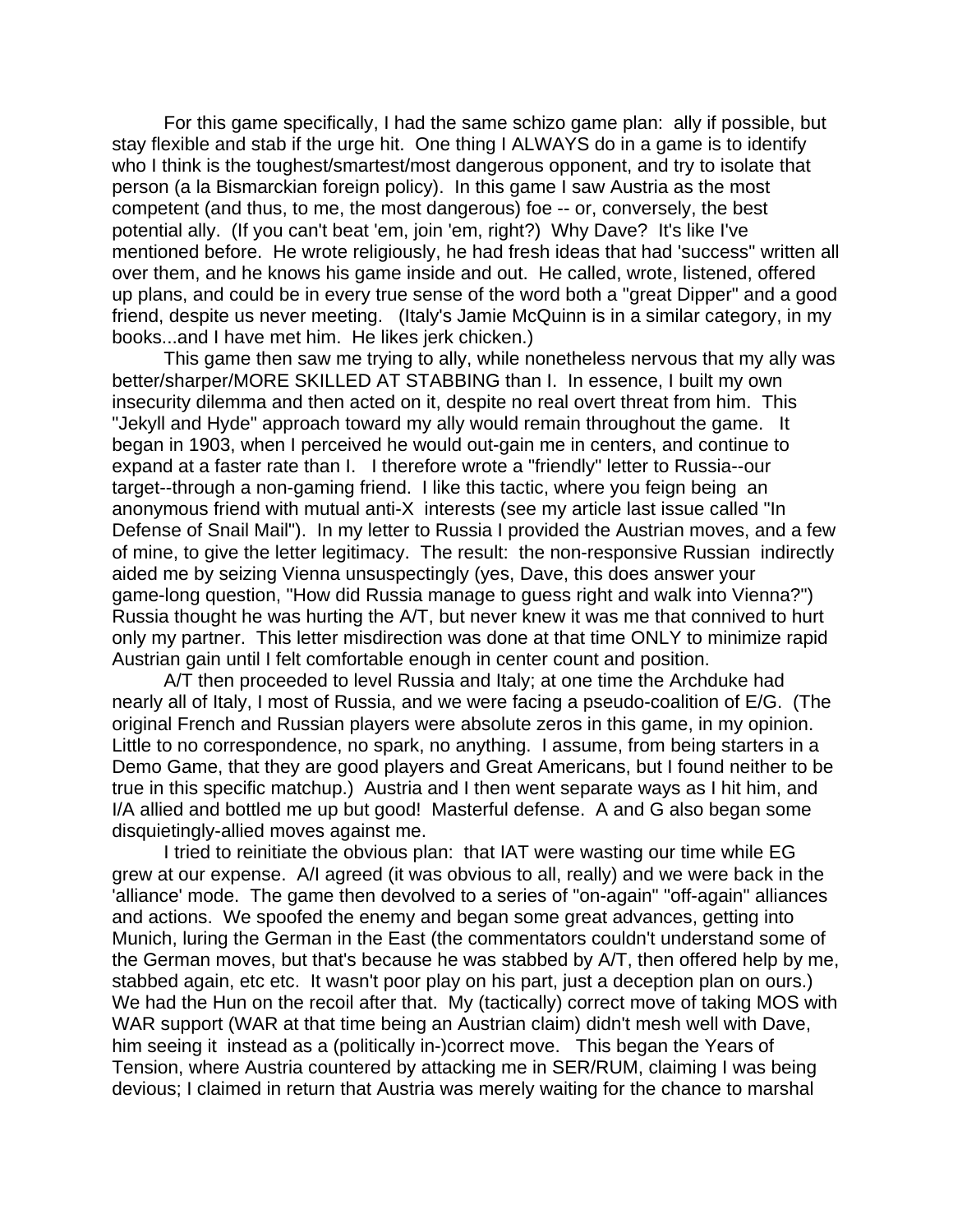For this game specifically, I had the same schizo game plan: ally if possible, but stay flexible and stab if the urge hit. One thing I ALWAYS do in a game is to identify who I think is the toughest/smartest/most dangerous opponent, and try to isolate that person (a la Bismarckian foreign policy). In this game I saw Austria as the most competent (and thus, to me, the most dangerous) foe -- or, conversely, the best potential ally. (If you can't beat 'em, join 'em, right?) Why Dave? It's like I've mentioned before. He wrote religiously, he had fresh ideas that had 'success" written all over them, and he knows his game inside and out. He called, wrote, listened, offered up plans, and could be in every true sense of the word both a "great Dipper" and a good friend, despite us never meeting. (Italy's Jamie McQuinn is in a similar category, in my books...and I have met him. He likes jerk chicken.)

This game then saw me trying to ally, while nonetheless nervous that my ally was better/sharper/MORE SKILLED AT STABBING than I. In essence, I built my own insecurity dilemma and then acted on it, despite no real overt threat from him. This "Jekyll and Hyde" approach toward my ally would remain throughout the game. It began in 1903, when I perceived he would out-gain me in centers, and continue to expand at a faster rate than I. I therefore wrote a "friendly" letter to Russia--our target--through a non-gaming friend. I like this tactic, where you feign being an anonymous friend with mutual anti-X interests (see my article last issue called "In Defense of Snail Mail"). In my letter to Russia I provided the Austrian moves, and a few of mine, to give the letter legitimacy. The result: the non-responsive Russian indirectly aided me by seizing Vienna unsuspectingly (yes, Dave, this does answer your game-long question, "How did Russia manage to guess right and walk into Vienna?") Russia thought he was hurting the A/T, but never knew it was me that connived to hurt only my partner. This letter misdirection was done at that time ONLY to minimize rapid Austrian gain until I felt comfortable enough in center count and position.

A/T then proceeded to level Russia and Italy; at one time the Archduke had nearly all of Italy, I most of Russia, and we were facing a pseudo-coalition of E/G. (The original French and Russian players were absolute zeros in this game, in my opinion. Little to no correspondence, no spark, no anything. I assume, from being starters in a Demo Game, that they are good players and Great Americans, but I found neither to be true in this specific matchup.) Austria and I then went separate ways as I hit him, and I/A allied and bottled me up but good! Masterful defense. A and G also began some disquietingly-allied moves against me.

I tried to reinitiate the obvious plan: that IAT were wasting our time while EG grew at our expense. A/I agreed (it was obvious to all, really) and we were back in the 'alliance' mode. The game then devolved to a series of "on-again" "off-again" alliances and actions. We spoofed the enemy and began some great advances, getting into Munich, luring the German in the East (the commentators couldn't understand some of the German moves, but that's because he was stabbed by A/T, then offered help by me, stabbed again, etc etc. It wasn't poor play on his part, just a deception plan on ours.) We had the Hun on the recoil after that. My (tactically) correct move of taking MOS with WAR support (WAR at that time being an Austrian claim) didn't mesh well with Dave, him seeing it instead as a (politically in-)correct move. This began the Years of Tension, where Austria countered by attacking me in SER/RUM, claiming I was being devious; I claimed in return that Austria was merely waiting for the chance to marshal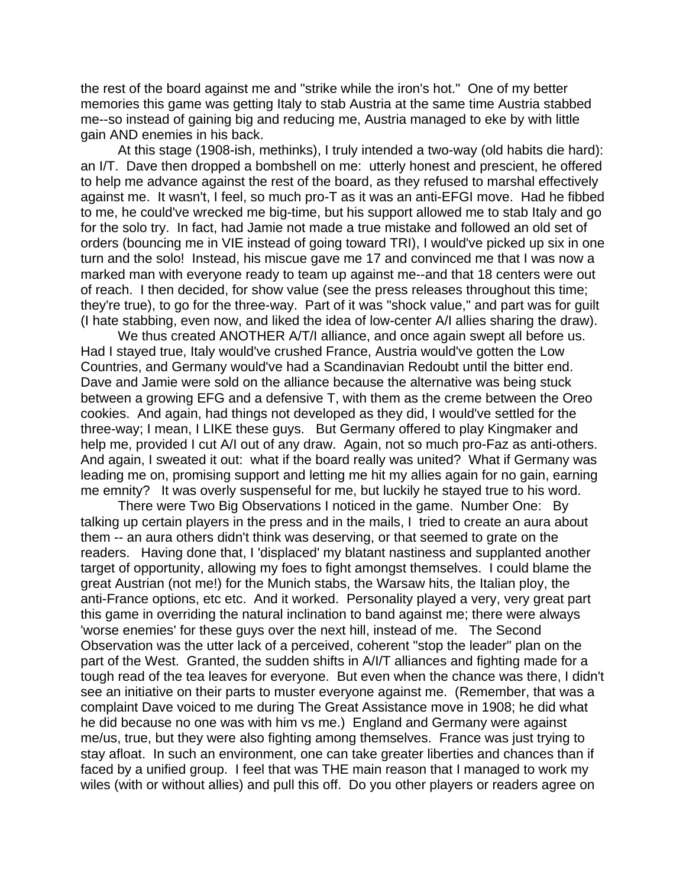the rest of the board against me and "strike while the iron's hot." One of my better memories this game was getting Italy to stab Austria at the same time Austria stabbed me--so instead of gaining big and reducing me, Austria managed to eke by with little gain AND enemies in his back.

At this stage (1908-ish, methinks), I truly intended a two-way (old habits die hard): an I/T. Dave then dropped a bombshell on me: utterly honest and prescient, he offered to help me advance against the rest of the board, as they refused to marshal effectively against me. It wasn't, I feel, so much pro-T as it was an anti-EFGI move. Had he fibbed to me, he could've wrecked me big-time, but his support allowed me to stab Italy and go for the solo try. In fact, had Jamie not made a true mistake and followed an old set of orders (bouncing me in VIE instead of going toward TRI), I would've picked up six in one turn and the solo! Instead, his miscue gave me 17 and convinced me that I was now a marked man with everyone ready to team up against me--and that 18 centers were out of reach. I then decided, for show value (see the press releases throughout this time; they're true), to go for the three-way. Part of it was "shock value," and part was for guilt (I hate stabbing, even now, and liked the idea of low-center A/I allies sharing the draw).

We thus created ANOTHER A/T/I alliance, and once again swept all before us. Had I stayed true, Italy would've crushed France, Austria would've gotten the Low Countries, and Germany would've had a Scandinavian Redoubt until the bitter end. Dave and Jamie were sold on the alliance because the alternative was being stuck between a growing EFG and a defensive T, with them as the creme between the Oreo cookies. And again, had things not developed as they did, I would've settled for the three-way; I mean, I LIKE these guys. But Germany offered to play Kingmaker and help me, provided I cut A/I out of any draw. Again, not so much pro-Faz as anti-others. And again, I sweated it out: what if the board really was united? What if Germany was leading me on, promising support and letting me hit my allies again for no gain, earning me emnity? It was overly suspenseful for me, but luckily he stayed true to his word.

There were Two Big Observations I noticed in the game. Number One: By talking up certain players in the press and in the mails, I tried to create an aura about them -- an aura others didn't think was deserving, or that seemed to grate on the readers. Having done that, I 'displaced' my blatant nastiness and supplanted another target of opportunity, allowing my foes to fight amongst themselves. I could blame the great Austrian (not me!) for the Munich stabs, the Warsaw hits, the Italian ploy, the anti-France options, etc etc. And it worked. Personality played a very, very great part this game in overriding the natural inclination to band against me; there were always 'worse enemies' for these guys over the next hill, instead of me. The Second Observation was the utter lack of a perceived, coherent "stop the leader" plan on the part of the West. Granted, the sudden shifts in A/I/T alliances and fighting made for a tough read of the tea leaves for everyone. But even when the chance was there, I didn't see an initiative on their parts to muster everyone against me. (Remember, that was a complaint Dave voiced to me during The Great Assistance move in 1908; he did what he did because no one was with him vs me.) England and Germany were against me/us, true, but they were also fighting among themselves. France was just trying to stay afloat. In such an environment, one can take greater liberties and chances than if faced by a unified group. I feel that was THE main reason that I managed to work my wiles (with or without allies) and pull this off. Do you other players or readers agree on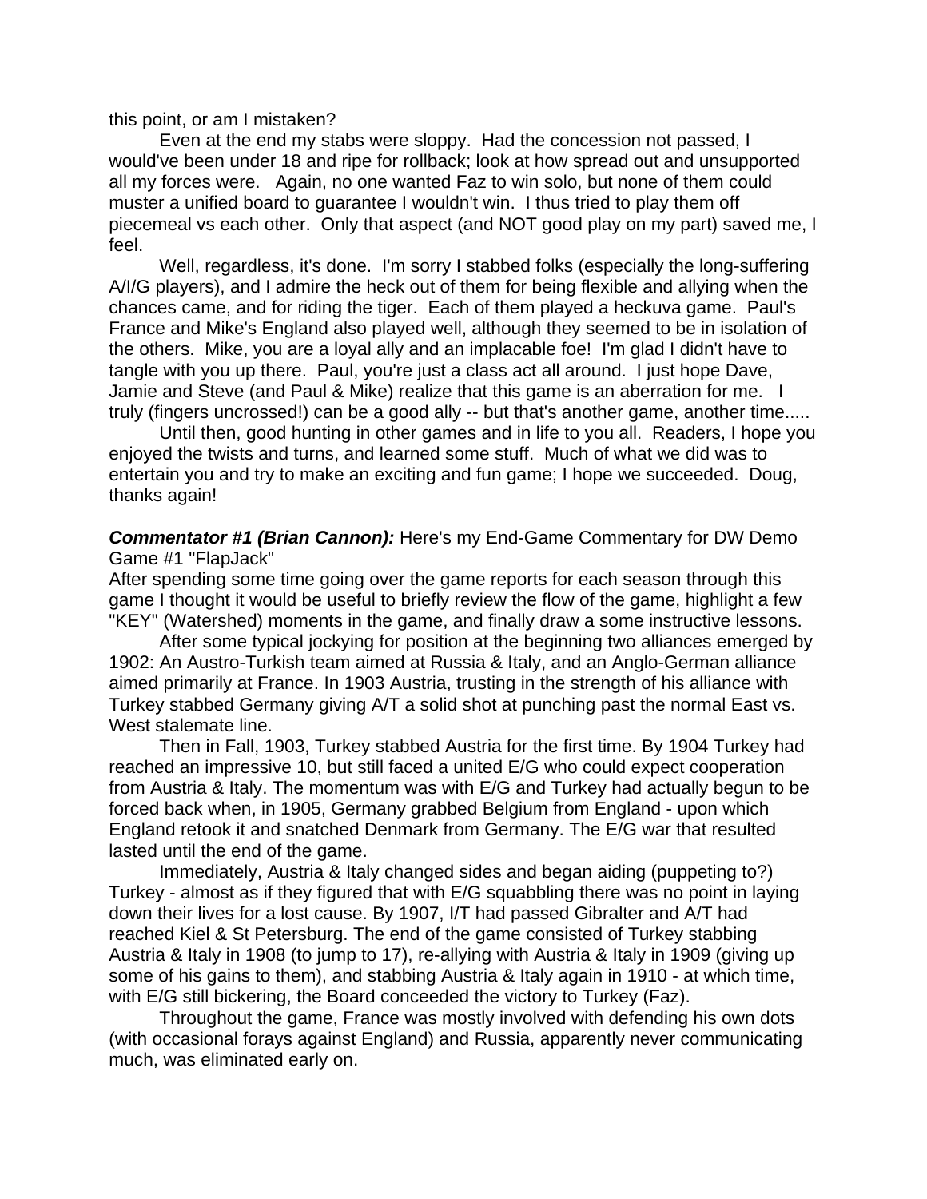this point, or am I mistaken?

Even at the end my stabs were sloppy. Had the concession not passed, I would've been under 18 and ripe for rollback; look at how spread out and unsupported all my forces were. Again, no one wanted Faz to win solo, but none of them could muster a unified board to guarantee I wouldn't win. I thus tried to play them off piecemeal vs each other. Only that aspect (and NOT good play on my part) saved me, I feel.

Well, regardless, it's done. I'm sorry I stabbed folks (especially the long-suffering A/I/G players), and I admire the heck out of them for being flexible and allying when the chances came, and for riding the tiger. Each of them played a heckuva game. Paul's France and Mike's England also played well, although they seemed to be in isolation of the others. Mike, you are a loyal ally and an implacable foe! I'm glad I didn't have to tangle with you up there. Paul, you're just a class act all around. I just hope Dave, Jamie and Steve (and Paul & Mike) realize that this game is an aberration for me. I truly (fingers uncrossed!) can be a good ally -- but that's another game, another time.....

Until then, good hunting in other games and in life to you all. Readers, I hope you enjoyed the twists and turns, and learned some stuff. Much of what we did was to entertain you and try to make an exciting and fun game; I hope we succeeded. Doug, thanks again!

***Commentator #1 (Brian Cannon):*** Here's my End-Game Commentary for DW Demo Game #1 "FlapJack"

After spending some time going over the game reports for each season through this game I thought it would be useful to briefly review the flow of the game, highlight a few "KEY" (Watershed) moments in the game, and finally draw a some instructive lessons.

After some typical jockying for position at the beginning two alliances emerged by 1902: An Austro-Turkish team aimed at Russia & Italy, and an Anglo-German alliance aimed primarily at France. In 1903 Austria, trusting in the strength of his alliance with Turkey stabbed Germany giving A/T a solid shot at punching past the normal East vs. West stalemate line.

Then in Fall, 1903, Turkey stabbed Austria for the first time. By 1904 Turkey had reached an impressive 10, but still faced a united E/G who could expect cooperation from Austria & Italy. The momentum was with E/G and Turkey had actually begun to be forced back when, in 1905, Germany grabbed Belgium from England - upon which England retook it and snatched Denmark from Germany. The E/G war that resulted lasted until the end of the game.

Immediately, Austria & Italy changed sides and began aiding (puppeting to?) Turkey - almost as if they figured that with E/G squabbling there was no point in laying down their lives for a lost cause. By 1907, I/T had passed Gibralter and A/T had reached Kiel & St Petersburg. The end of the game consisted of Turkey stabbing Austria & Italy in 1908 (to jump to 17), re-allying with Austria & Italy in 1909 (giving up some of his gains to them), and stabbing Austria & Italy again in 1910 - at which time, with E/G still bickering, the Board conceeded the victory to Turkey (Faz).

Throughout the game, France was mostly involved with defending his own dots (with occasional forays against England) and Russia, apparently never communicating much, was eliminated early on.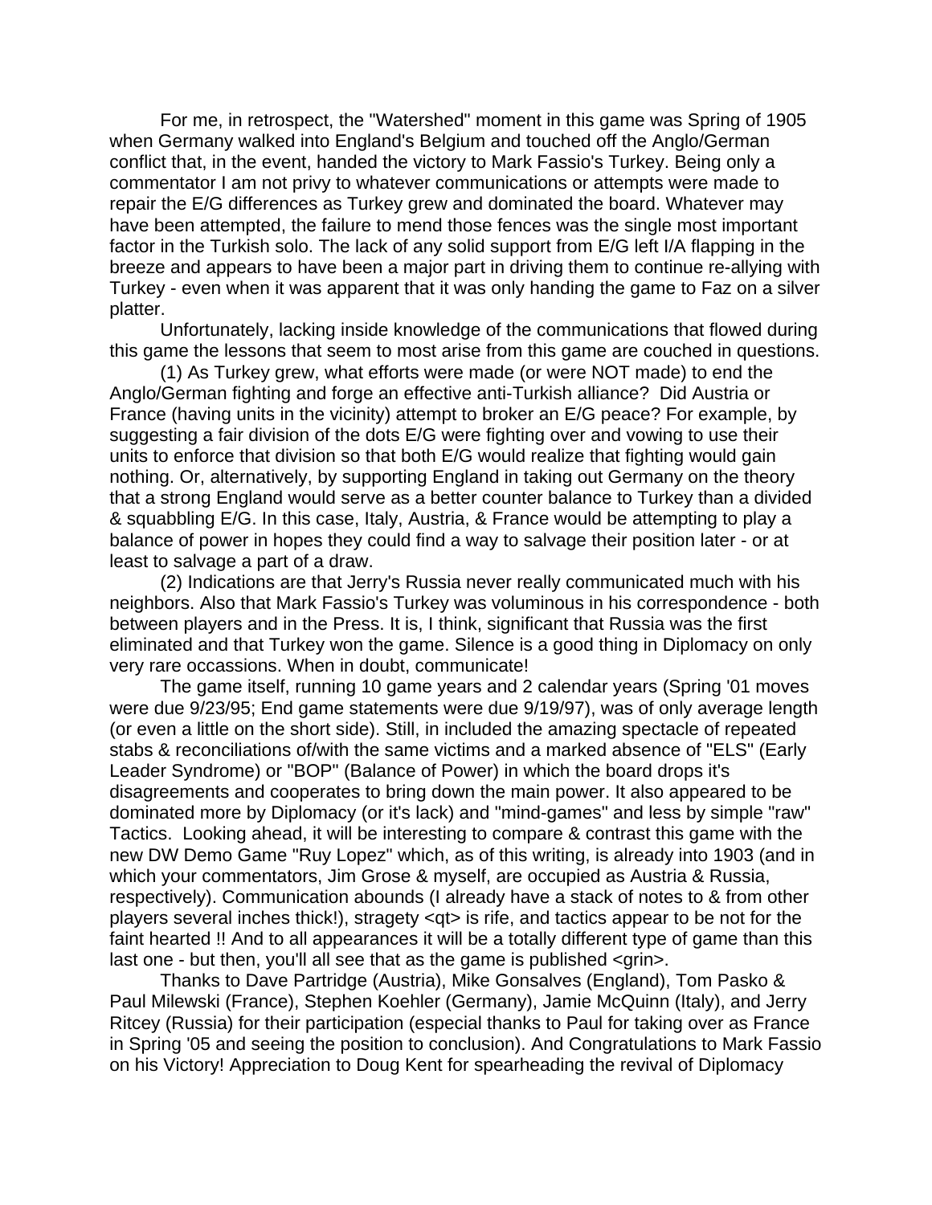For me, in retrospect, the "Watershed" moment in this game was Spring of 1905 when Germany walked into England's Belgium and touched off the Anglo/German conflict that, in the event, handed the victory to Mark Fassio's Turkey. Being only a commentator I am not privy to whatever communications or attempts were made to repair the E/G differences as Turkey grew and dominated the board. Whatever may have been attempted, the failure to mend those fences was the single most important factor in the Turkish solo. The lack of any solid support from E/G left I/A flapping in the breeze and appears to have been a major part in driving them to continue re-allying with Turkey - even when it was apparent that it was only handing the game to Faz on a silver platter.

Unfortunately, lacking inside knowledge of the communications that flowed during this game the lessons that seem to most arise from this game are couched in questions.

(1) As Turkey grew, what efforts were made (or were NOT made) to end the Anglo/German fighting and forge an effective anti-Turkish alliance? Did Austria or France (having units in the vicinity) attempt to broker an E/G peace? For example, by suggesting a fair division of the dots E/G were fighting over and vowing to use their units to enforce that division so that both E/G would realize that fighting would gain nothing. Or, alternatively, by supporting England in taking out Germany on the theory that a strong England would serve as a better counter balance to Turkey than a divided & squabbling E/G. In this case, Italy, Austria, & France would be attempting to play a balance of power in hopes they could find a way to salvage their position later - or at least to salvage a part of a draw.

(2) Indications are that Jerry's Russia never really communicated much with his neighbors. Also that Mark Fassio's Turkey was voluminous in his correspondence - both between players and in the Press. It is, I think, significant that Russia was the first eliminated and that Turkey won the game. Silence is a good thing in Diplomacy on only very rare occassions. When in doubt, communicate!

The game itself, running 10 game years and 2 calendar years (Spring '01 moves were due 9/23/95; End game statements were due 9/19/97), was of only average length (or even a little on the short side). Still, in included the amazing spectacle of repeated stabs & reconciliations of/with the same victims and a marked absence of "ELS" (Early Leader Syndrome) or "BOP" (Balance of Power) in which the board drops it's disagreements and cooperates to bring down the main power. It also appeared to be dominated more by Diplomacy (or it's lack) and "mind-games" and less by simple "raw" Tactics. Looking ahead, it will be interesting to compare & contrast this game with the new DW Demo Game "Ruy Lopez" which, as of this writing, is already into 1903 (and in which your commentators, Jim Grose & myself, are occupied as Austria & Russia, respectively). Communication abounds (I already have a stack of notes to & from other players several inches thick!), stragety <qt> is rife, and tactics appear to be not for the faint hearted !! And to all appearances it will be a totally different type of game than this last one - but then, you'll all see that as the game is published <grin>.

Thanks to Dave Partridge (Austria), Mike Gonsalves (England), Tom Pasko & Paul Milewski (France), Stephen Koehler (Germany), Jamie McQuinn (Italy), and Jerry Ritcey (Russia) for their participation (especial thanks to Paul for taking over as France in Spring '05 and seeing the position to conclusion). And Congratulations to Mark Fassio on his Victory! Appreciation to Doug Kent for spearheading the revival of Diplomacy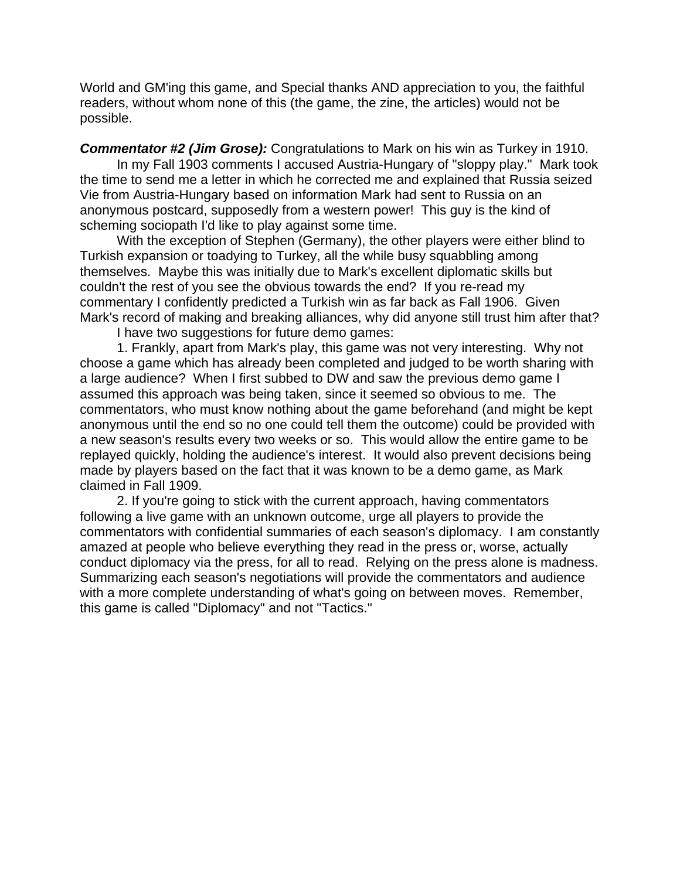World and GM'ing this game, and Special thanks AND appreciation to you, the faithful readers, without whom none of this (the game, the zine, the articles) would not be possible.

***Commentator #2 (Jim Grose):*** Congratulations to Mark on his win as Turkey in 1910.

In my Fall 1903 comments I accused Austria-Hungary of "sloppy play." Mark took the time to send me a letter in which he corrected me and explained that Russia seized Vie from Austria-Hungary based on information Mark had sent to Russia on an anonymous postcard, supposedly from a western power! This guy is the kind of scheming sociopath I'd like to play against some time.

With the exception of Stephen (Germany), the other players were either blind to Turkish expansion or toadying to Turkey, all the while busy squabbling among themselves. Maybe this was initially due to Mark's excellent diplomatic skills but couldn't the rest of you see the obvious towards the end? If you re-read my commentary I confidently predicted a Turkish win as far back as Fall 1906. Given Mark's record of making and breaking alliances, why did anyone still trust him after that?

I have two suggestions for future demo games:

1. Frankly, apart from Mark's play, this game was not very interesting. Why not choose a game which has already been completed and judged to be worth sharing with a large audience? When I first subbed to DW and saw the previous demo game I assumed this approach was being taken, since it seemed so obvious to me. The commentators, who must know nothing about the game beforehand (and might be kept anonymous until the end so no one could tell them the outcome) could be provided with a new season's results every two weeks or so. This would allow the entire game to be replayed quickly, holding the audience's interest. It would also prevent decisions being made by players based on the fact that it was known to be a demo game, as Mark claimed in Fall 1909.

2. If you're going to stick with the current approach, having commentators following a live game with an unknown outcome, urge all players to provide the commentators with confidential summaries of each season's diplomacy. I am constantly amazed at people who believe everything they read in the press or, worse, actually conduct diplomacy via the press, for all to read. Relying on the press alone is madness. Summarizing each season's negotiations will provide the commentators and audience with a more complete understanding of what's going on between moves. Remember, this game is called "Diplomacy" and not "Tactics."